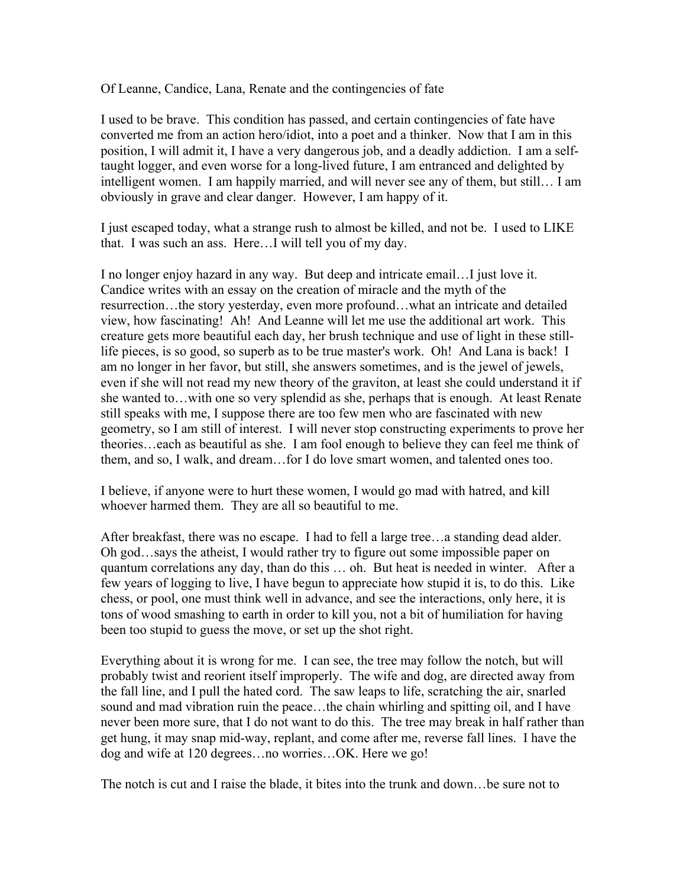Of Leanne, Candice, Lana, Renate and the contingencies of fate

I used to be brave. This condition has passed, and certain contingencies of fate have converted me from an action hero/idiot, into a poet and a thinker. Now that I am in this position, I will admit it, I have a very dangerous job, and a deadly addiction. I am a self-taught logger, and even worse for a long-lived future, I am entranced and delighted by intelligent women. I am happily married, and will never see any of them, but still… I am obviously in grave and clear danger. However, I am happy of it.

I just escaped today, what a strange rush to almost be killed, and not be. I used to LIKE that. I was such an ass. Here…I will tell you of my day.

I no longer enjoy hazard in any way. But deep and intricate email…I just love it. Candice writes with an essay on the creation of miracle and the myth of the resurrection…the story yesterday, even more profound…what an intricate and detailed view, how fascinating! Ah! And Leanne will let me use the additional art work. This creature gets more beautiful each day, her brush technique and use of light in these still-life pieces, is so good, so superb as to be true master's work. Oh! And Lana is back! I am no longer in her favor, but still, she answers sometimes, and is the jewel of jewels, even if she will not read my new theory of the graviton, at least she could understand it if she wanted to…with one so very splendid as she, perhaps that is enough. At least Renate still speaks with me, I suppose there are too few men who are fascinated with new geometry, so I am still of interest. I will never stop constructing experiments to prove her theories…each as beautiful as she. I am fool enough to believe they can feel me think of them, and so, I walk, and dream…for I do love smart women, and talented ones too.

I believe, if anyone were to hurt these women, I would go mad with hatred, and kill whoever harmed them. They are all so beautiful to me.

After breakfast, there was no escape. I had to fell a large tree…a standing dead alder. Oh god…says the atheist, I would rather try to figure out some impossible paper on quantum correlations any day, than do this … oh. But heat is needed in winter. After a few years of logging to live, I have begun to appreciate how stupid it is, to do this. Like chess, or pool, one must think well in advance, and see the interactions, only here, it is tons of wood smashing to earth in order to kill you, not a bit of humiliation for having been too stupid to guess the move, or set up the shot right.

Everything about it is wrong for me. I can see, the tree may follow the notch, but will probably twist and reorient itself improperly. The wife and dog, are directed away from the fall line, and I pull the hated cord. The saw leaps to life, scratching the air, snarled sound and mad vibration ruin the peace…the chain whirling and spitting oil, and I have never been more sure, that I do not want to do this. The tree may break in half rather than get hung, it may snap mid-way, replant, and come after me, reverse fall lines. I have the dog and wife at 120 degrees…no worries…OK. Here we go!

The notch is cut and I raise the blade, it bites into the trunk and down…be sure not to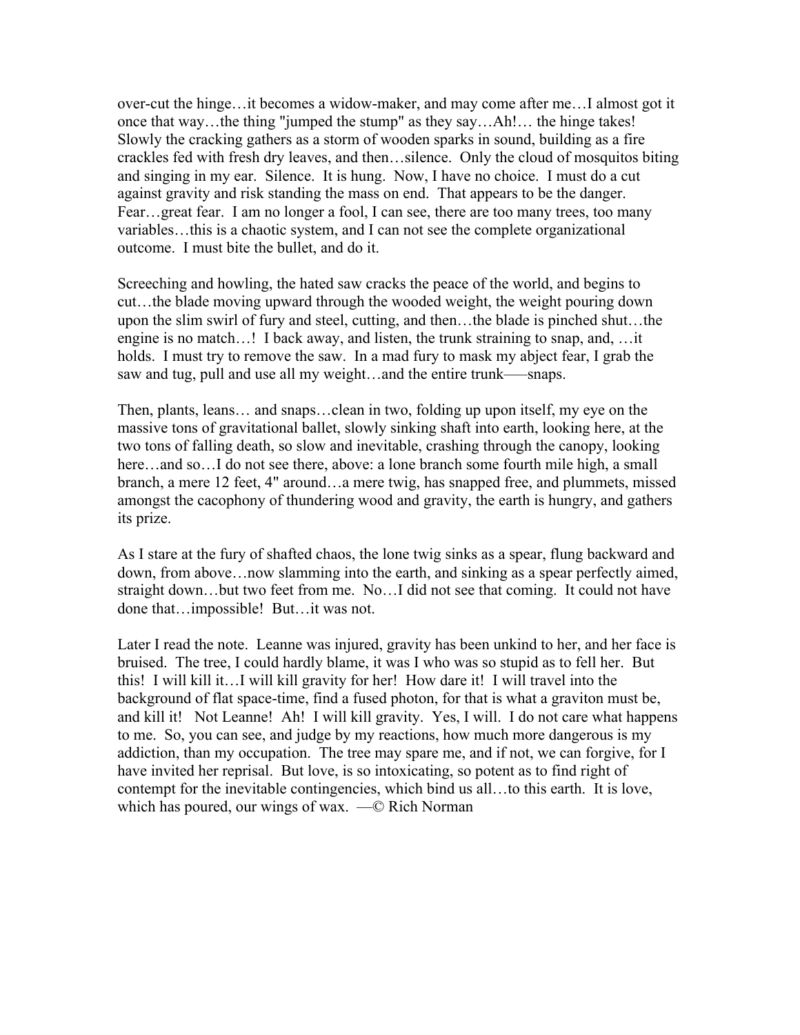over-cut the hinge…it becomes a widow-maker, and may come after me…I almost got it once that way…the thing "jumped the stump" as they say…Ah!… the hinge takes! Slowly the cracking gathers as a storm of wooden sparks in sound, building as a fire crackles fed with fresh dry leaves, and then…silence. Only the cloud of mosquitos biting and singing in my ear. Silence. It is hung. Now, I have no choice. I must do a cut against gravity and risk standing the mass on end. That appears to be the danger. Fear…great fear. I am no longer a fool, I can see, there are too many trees, too many variables…this is a chaotic system, and I can not see the complete organizational outcome. I must bite the bullet, and do it.

Screeching and howling, the hated saw cracks the peace of the world, and begins to cut…the blade moving upward through the wooded weight, the weight pouring down upon the slim swirl of fury and steel, cutting, and then…the blade is pinched shut…the engine is no match…! I back away, and listen, the trunk straining to snap, and, …it holds. I must try to remove the saw. In a mad fury to mask my abject fear, I grab the saw and tug, pull and use all my weight…and the entire trunk——snaps.

Then, plants, leans… and snaps…clean in two, folding up upon itself, my eye on the massive tons of gravitational ballet, slowly sinking shaft into earth, looking here, at the two tons of falling death, so slow and inevitable, crashing through the canopy, looking here…and so…I do not see there, above: a lone branch some fourth mile high, a small branch, a mere 12 feet, 4" around…a mere twig, has snapped free, and plummets, missed amongst the cacophony of thundering wood and gravity, the earth is hungry, and gathers its prize.

As I stare at the fury of shafted chaos, the lone twig sinks as a spear, flung backward and down, from above…now slamming into the earth, and sinking as a spear perfectly aimed, straight down…but two feet from me. No…I did not see that coming. It could not have done that…impossible! But…it was not.

Later I read the note. Leanne was injured, gravity has been unkind to her, and her face is bruised. The tree, I could hardly blame, it was I who was so stupid as to fell her. But this! I will kill it…I will kill gravity for her! How dare it! I will travel into the background of flat space-time, find a fused photon, for that is what a graviton must be, and kill it! Not Leanne! Ah! I will kill gravity. Yes, I will. I do not care what happens to me. So, you can see, and judge by my reactions, how much more dangerous is my addiction, than my occupation. The tree may spare me, and if not, we can forgive, for I have invited her reprisal. But love, is so intoxicating, so potent as to find right of contempt for the inevitable contingencies, which bind us all…to this earth. It is love, which has poured, our wings of wax. —© Rich Norman